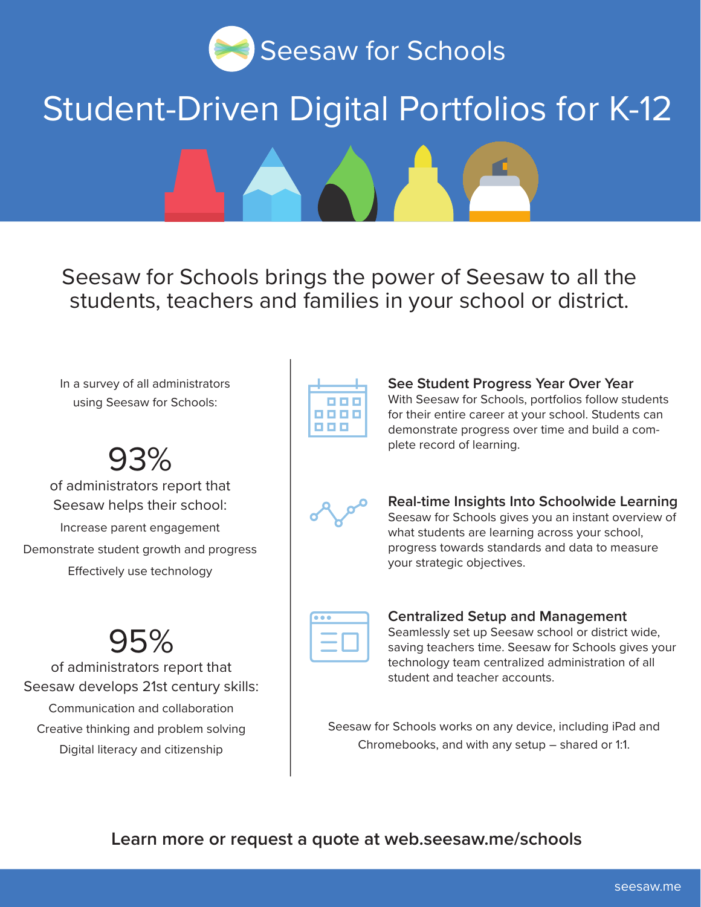# Seesaw for Schools

## Student-Driven Digital Portfolios for K-12

Seesaw for Schools brings the power of Seesaw to all the students, teachers and families in your school or district.

In a survey of all administrators using Seesaw for Schools:

**93%**

of administrators report that Seesaw helps their school:

- Increase parent engagement
- Demonstrate student growth and progress
- Effectively use technology

**95%**

of administrators report that Seesaw develops 21st century skills:

- Communication and collaboration
- Creative thinking and problem solving
- Digital literacy and citizenship

### See Student Progress Year Over Year

With Seesaw for Schools, portfolios follow students for their entire career at your school. Students can demonstrate progress over time and build a complete record of learning.

### Real-time Insights Into Schoolwide Learning

Seesaw for Schools gives you an instant overview of what students are learning across your school, progress towards standards and data to measure your strategic objectives.

### Centralized Setup and Management

Seamlessly set up Seesaw school or district wide, saving teachers time. Seesaw for Schools gives your technology team centralized administration of all student and teacher accounts.

Seesaw for Schools works on any device, including iPad and Chromebooks, and with any setup – shared or 1:1.

**Learn more or request a quote at web.seesaw.me/schools**

seesaw.me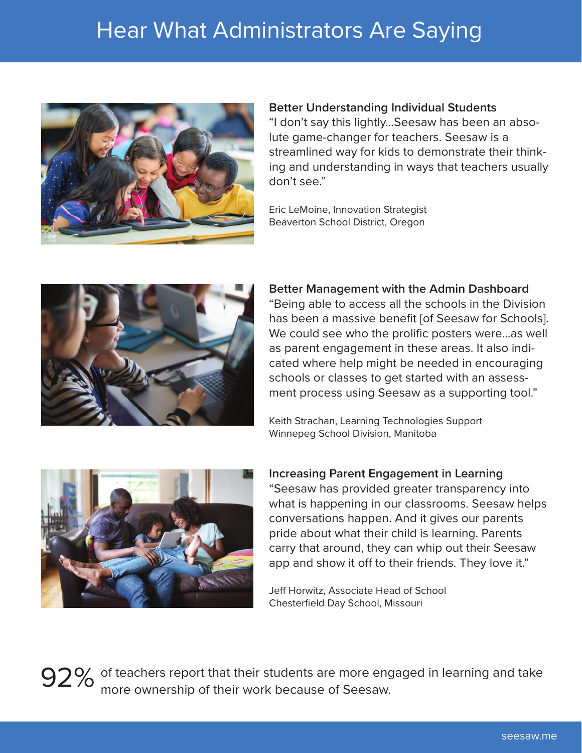# Hear What Administrators Are Saying

### Better Understanding Individual Students

"I don't say this lightly...Seesaw has been an absolute game-changer for teachers. Seesaw is a streamlined way for kids to demonstrate their thinking and understanding in ways that teachers usually don't see."

Eric LeMoine, Innovation Strategist
Beaverton School District, Oregon

### Better Management with the Admin Dashboard

"Being able to access all the schools in the Division has been a massive benefit [of Seesaw for Schools]. We could see who the prolific posters were...as well as parent engagement in these areas. It also indicated where help might be needed in encouraging schools or classes to get started with an assessment process using Seesaw as a supporting tool."

Keith Strachan, Learning Technologies Support
Winnepeg School Division, Manitoba

### Increasing Parent Engagement in Learning

"Seesaw has provided greater transparency into what is happening in our classrooms. Seesaw helps conversations happen. And it gives our parents pride about what their child is learning. Parents carry that around, they can whip out their Seesaw app and show it off to their friends. They love it."

Jeff Horwitz, Associate Head of School
Chesterfield Day School, Missouri

**92%** of teachers report that their students are more engaged in learning and take more ownership of their work because of Seesaw.

seesaw.me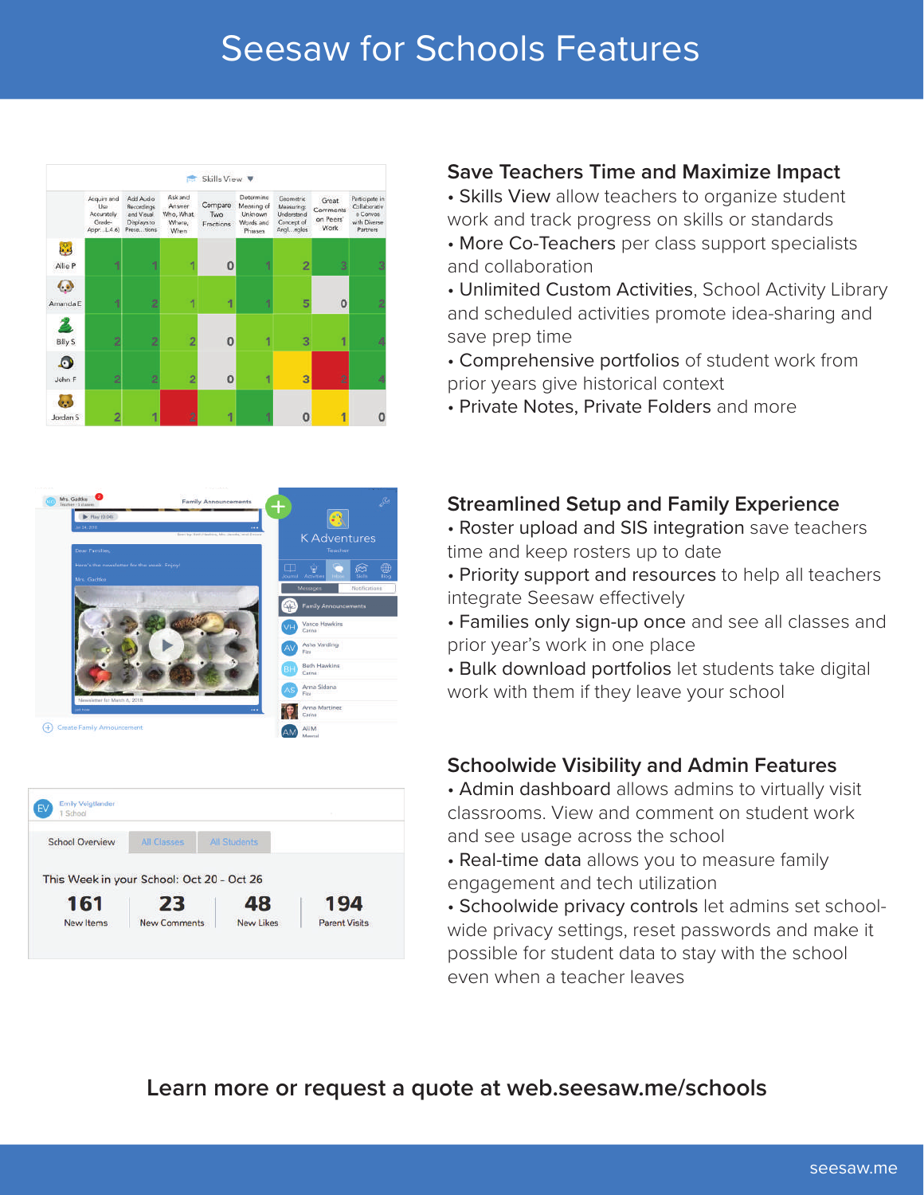# Seesaw for Schools Features

## Save Teachers Time and Maximize Impact

- Skills View allow teachers to organize student work and track progress on skills or standards
- More Co-Teachers per class support specialists and collaboration
- Unlimited Custom Activities, School Activity Library and scheduled activities promote idea-sharing and save prep time
- Comprehensive portfolios of student work from prior years give historical context
- Private Notes, Private Folders and more

## Streamlined Setup and Family Experience

- Roster upload and SIS integration save teachers time and keep rosters up to date
- Priority support and resources to help all teachers integrate Seesaw effectively
- Families only sign-up once and see all classes and prior year's work in one place
- Bulk download portfolios let students take digital work with them if they leave your school

## Schoolwide Visibility and Admin Features

- Admin dashboard allows admins to virtually visit classrooms. View and comment on student work and see usage across the school
- Real-time data allows you to measure family engagement and tech utilization
- Schoolwide privacy controls let admins set school-wide privacy settings, reset passwords and make it possible for student data to stay with the school even when a teacher leaves

**Learn more or request a quote at web.seesaw.me/schools**

seesaw.me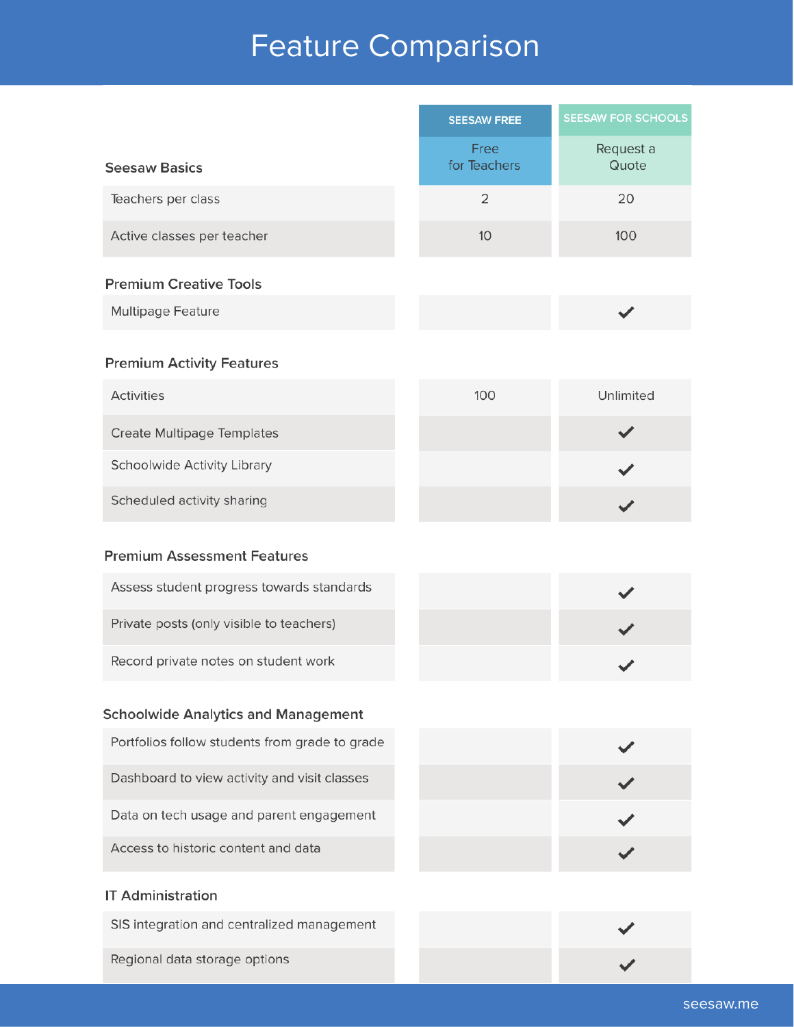# Feature Comparison

| | SEESAW FREE<br>Free for Teachers | SEESAW FOR SCHOOLS<br>Request a Quote |
|---|---|---|
| **Seesaw Basics** | | |
| Teachers per class | 2 | 20 |
| Active classes per teacher | 10 | 100 |
| **Premium Creative Tools** | | |
| Multipage Feature | | ✔ |
| **Premium Activity Features** | | |
| Activities | 100 | Unlimited |
| Create Multipage Templates | | ✔ |
| Schoolwide Activity Library | | ✔ |
| Scheduled activity sharing | | ✔ |
| **Premium Assessment Features** | | |
| Assess student progress towards standards | | ✔ |
| Private posts (only visible to teachers) | | ✔ |
| Record private notes on student work | | ✔ |
| **Schoolwide Analytics and Management** | | |
| Portfolios follow students from grade to grade | | ✔ |
| Dashboard to view activity and visit classes | | ✔ |
| Data on tech usage and parent engagement | | ✔ |
| Access to historic content and data | | ✔ |
| **IT Administration** | | |
| SIS integration and centralized management | | ✔ |
| Regional data storage options | | ✔ |

seesaw.me